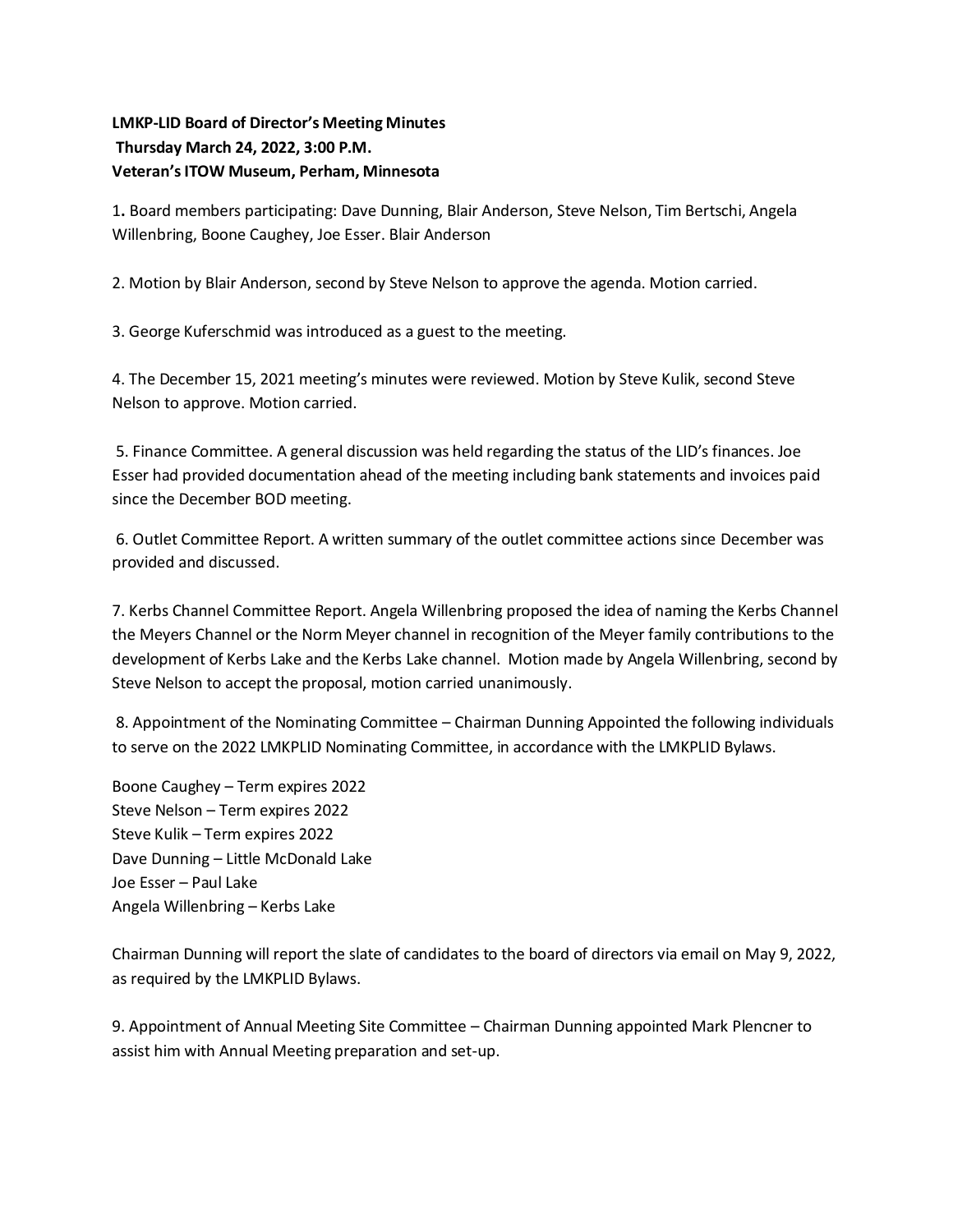**LMKP-LID Board of Director's Meeting Minutes**
**Thursday March 24, 2022, 3:00 P.M.**
**Veteran's ITOW Museum, Perham, Minnesota**

1**.** Board members participating: Dave Dunning, Blair Anderson, Steve Nelson, Tim Bertschi, Angela Willenbring, Boone Caughey, Joe Esser. Blair Anderson

2. Motion by Blair Anderson, second by Steve Nelson to approve the agenda. Motion carried.

3. George Kuferschmid was introduced as a guest to the meeting.

4. The December 15, 2021 meeting's minutes were reviewed. Motion by Steve Kulik, second Steve Nelson to approve. Motion carried.

5. Finance Committee. A general discussion was held regarding the status of the LID's finances. Joe Esser had provided documentation ahead of the meeting including bank statements and invoices paid since the December BOD meeting.

6. Outlet Committee Report. A written summary of the outlet committee actions since December was provided and discussed.

7. Kerbs Channel Committee Report. Angela Willenbring proposed the idea of naming the Kerbs Channel the Meyers Channel or the Norm Meyer channel in recognition of the Meyer family contributions to the development of Kerbs Lake and the Kerbs Lake channel. Motion made by Angela Willenbring, second by Steve Nelson to accept the proposal, motion carried unanimously.

8. Appointment of the Nominating Committee – Chairman Dunning Appointed the following individuals to serve on the 2022 LMKPLID Nominating Committee, in accordance with the LMKPLID Bylaws.

Boone Caughey – Term expires 2022
Steve Nelson – Term expires 2022
Steve Kulik – Term expires 2022
Dave Dunning – Little McDonald Lake
Joe Esser – Paul Lake
Angela Willenbring – Kerbs Lake

Chairman Dunning will report the slate of candidates to the board of directors via email on May 9, 2022, as required by the LMKPLID Bylaws.

9. Appointment of Annual Meeting Site Committee – Chairman Dunning appointed Mark Plencner to assist him with Annual Meeting preparation and set-up.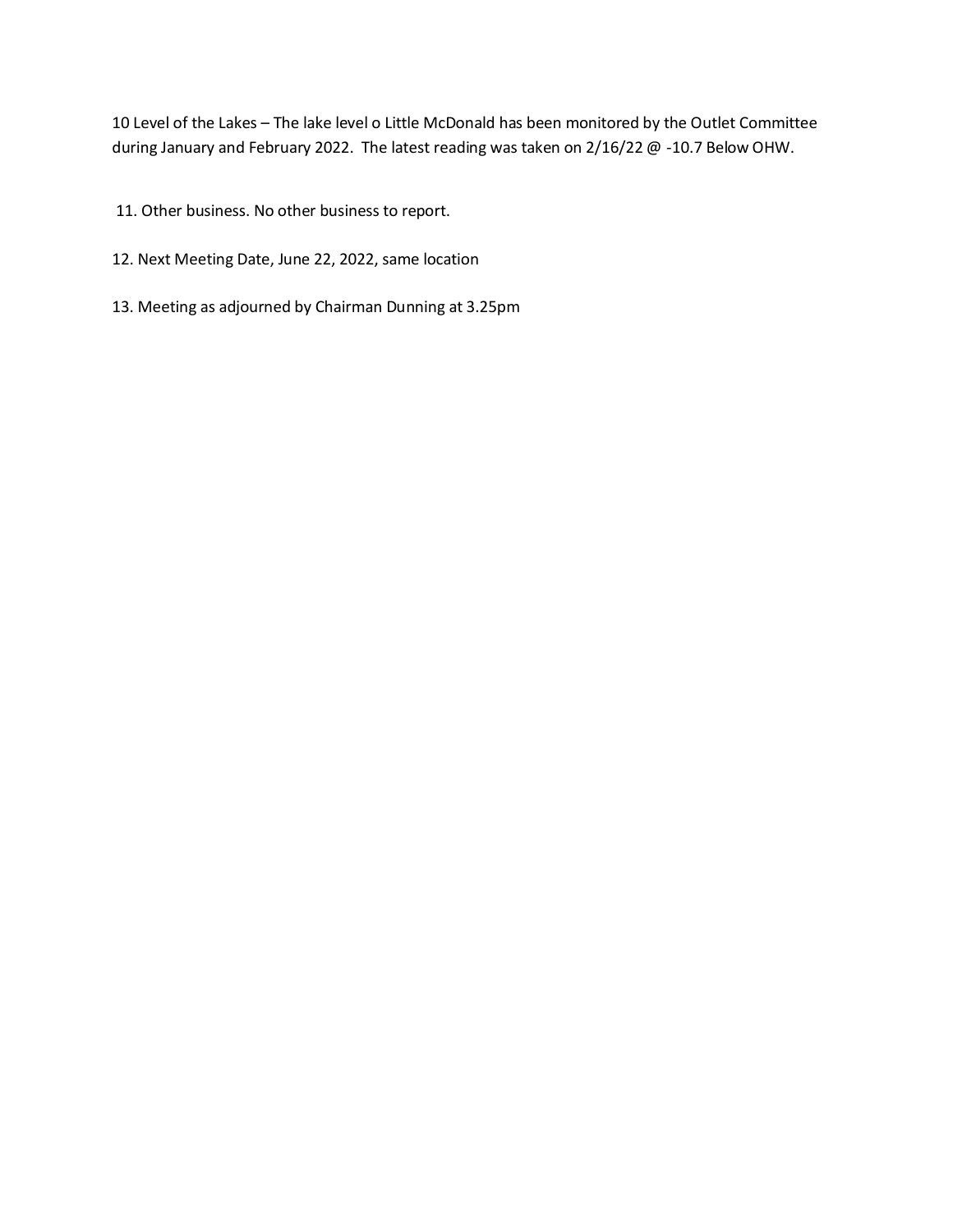10 Level of the Lakes – The lake level o Little McDonald has been monitored by the Outlet Committee during January and February 2022. The latest reading was taken on 2/16/22 @ -10.7 Below OHW.

11. Other business. No other business to report.

12. Next Meeting Date, June 22, 2022, same location

13. Meeting as adjourned by Chairman Dunning at 3.25pm